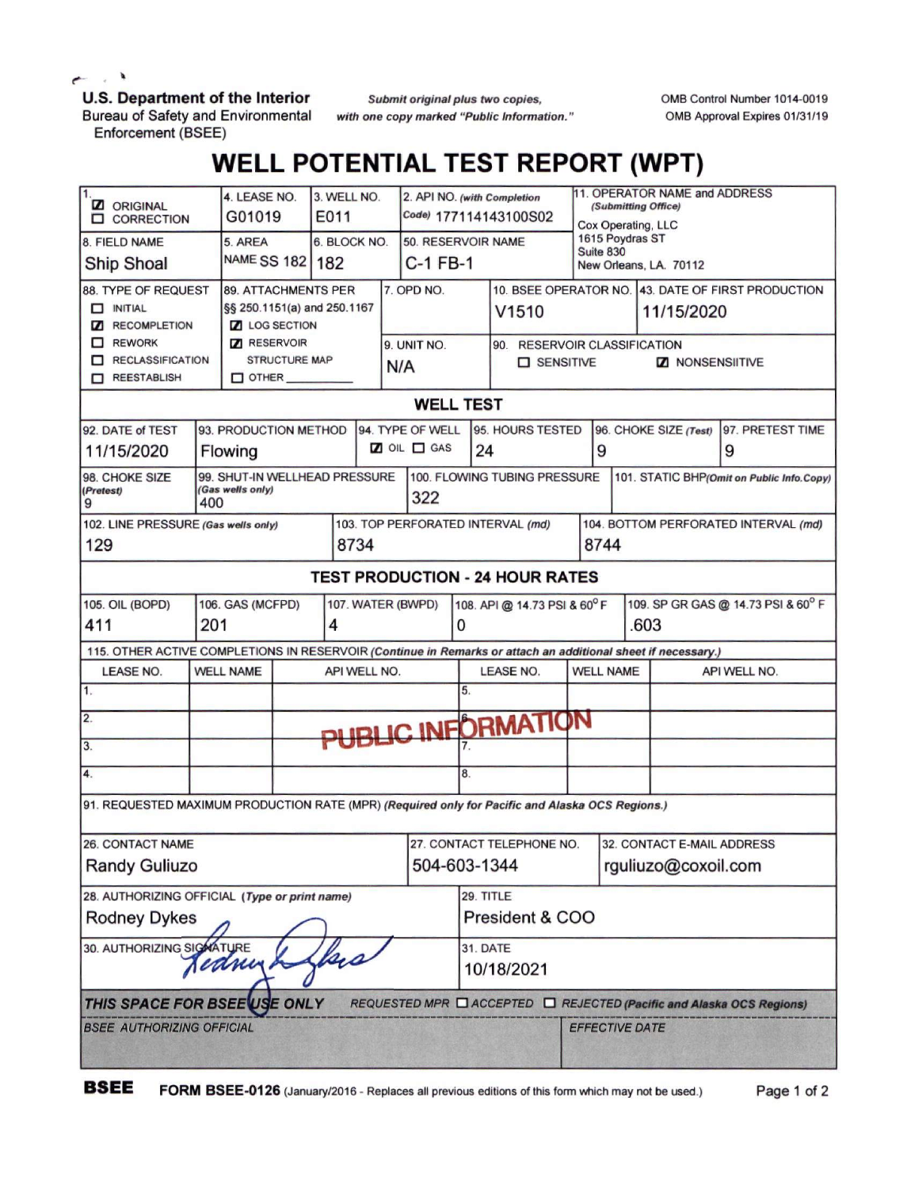U.S. Department of the Interior
Bureau of Safety and Environmental Enforcement (BSEE)

*Submit original plus two copies, with one copy marked "Public Information."*

OMB Control Number 1014-0019
OMB Approval Expires 01/31/19

# WELL POTENTIAL TEST REPORT (WPT)

| | | | | |
|---|---|---|---|---|
| 1. ☑ ORIGINAL ☐ CORRECTION | 4. LEASE NO. G01019 | 3. WELL NO. E011 | 2. API NO. *(with Completion Code)* 177114143100S02 | 11. OPERATOR NAME and ADDRESS *(Submitting Office)* Cox Operating, LLC 1615 Poydras ST Suite 830 New Orleans, LA. 70112 |
| 8. FIELD NAME Ship Shoal | 5. AREA NAME SS 182 | 6. BLOCK NO. 182 | 50. RESERVOIR NAME C-1 FB-1 | |

| | | | | |
|---|---|---|---|---|
| 88. TYPE OF REQUEST ☐ INITIAL ☑ RECOMPLETION ☐ REWORK ☐ RECLASSIFICATION ☐ REESTABLISH | 89. ATTACHMENTS PER §§ 250.1151(a) and 250.1167 ☑ LOG SECTION ☑ RESERVOIR STRUCTURE MAP ☐ OTHER ______ | 7. OPD NO. | 10. BSEE OPERATOR NO. V1510 | 43. DATE OF FIRST PRODUCTION 11/15/2020 |
| | | 9. UNIT NO. N/A | 90. RESERVOIR CLASSIFICATION ☐ SENSITIVE ☑ NONSENSIITIVE | |

## WELL TEST

| 92. DATE of TEST | 93. PRODUCTION METHOD | 94. TYPE OF WELL | 95. HOURS TESTED | 96. CHOKE SIZE *(Test)* | 97. PRETEST TIME |
|---|---|---|---|---|---|
| 11/15/2020 | Flowing | ☑ OIL ☐ GAS | 24 | 9 | 9 |

| 98. CHOKE SIZE *(Pretest)* | 99. SHUT-IN WELLHEAD PRESSURE *(Gas wells only)* | 100. FLOWING TUBING PRESSURE | 101. STATIC BHP *(Omit on Public Info.Copy)* |
|---|---|---|---|
| 9 | 400 | 322 | |

| 102. LINE PRESSURE *(Gas wells only)* | 103. TOP PERFORATED INTERVAL *(md)* | 104. BOTTOM PERFORATED INTERVAL *(md)* |
|---|---|---|
| 129 | 8734 | 8744 |

## TEST PRODUCTION - 24 HOUR RATES

| 105. OIL (BOPD) | 106. GAS (MCFPD) | 107. WATER (BWPD) | 108. API @ 14.73 PSI & 60° F | 109. SP GR GAS @ 14.73 PSI & 60° F |
|---|---|---|---|---|
| 411 | 201 | 4 | 0 | .603 |

115. OTHER ACTIVE COMPLETIONS IN RESERVOIR *(Continue in Remarks or attach an additional sheet if necessary.)*

| LEASE NO. | WELL NAME | API WELL NO. | LEASE NO. | WELL NAME | API WELL NO. |
|---|---|---|---|---|---|
| 1. | | | 5. | | |
| 2. | | | 6. | | |
| 3. | | | 7. | | |
| 4. | | | 8. | | |

PUBLIC INFORMATION

91. REQUESTED MAXIMUM PRODUCTION RATE (MPR) *(Required only for Pacific and Alaska OCS Regions.)*

| 26. CONTACT NAME | 27. CONTACT TELEPHONE NO. | 32. CONTACT E-MAIL ADDRESS |
|---|---|---|
| Randy Guliuzo | 504-603-1344 | rguliuzo@coxoil.com |

| 28. AUTHORIZING OFFICIAL *(Type or print name)* | 29. TITLE |
|---|---|
| Rodney Dykes | President & COO |
| 30. AUTHORIZING SIGNATURE Rodney Dykes | 31. DATE 10/18/2021 |

***THIS SPACE FOR BSEE USE ONLY*** *REQUESTED MPR* ☐ *ACCEPTED* ☐ *REJECTED (Pacific and Alaska OCS Regions)*

*BSEE AUTHORIZING OFFICIAL* | *EFFECTIVE DATE*

**BSEE** **FORM BSEE-0126** (January/2016 - Replaces all previous editions of this form which may not be used.)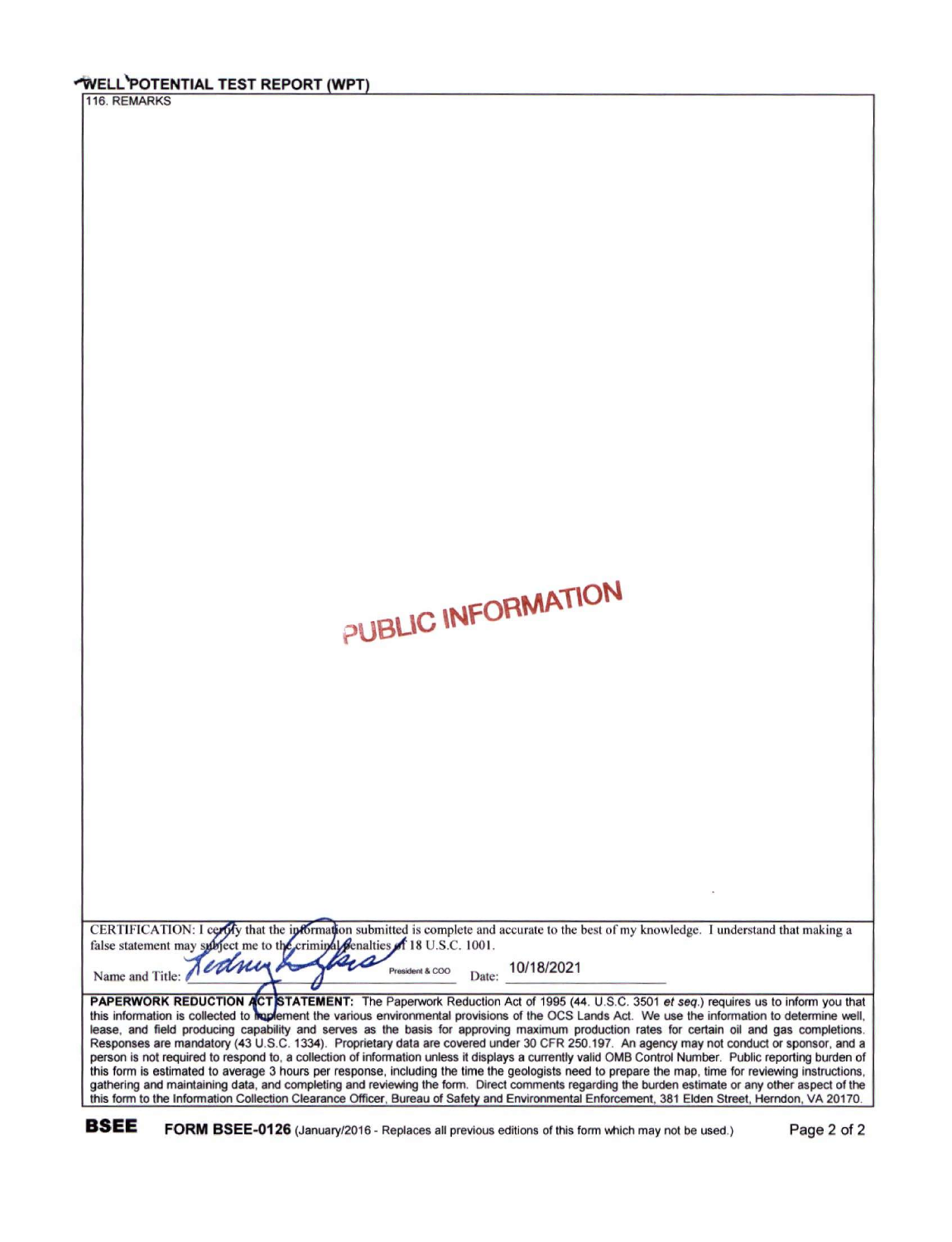# WELL POTENTIAL TEST REPORT (WPT)

116. REMARKS

PUBLIC INFORMATION

CERTIFICATION: I certify that the information submitted is complete and accurate to the best of my knowledge. I understand that making a false statement may subject me to the criminal penalties of 18 U.S.C. 1001.

Name and Title: President & COO Date: 10/18/2021

**PAPERWORK REDUCTION ACT STATEMENT:** The Paperwork Reduction Act of 1995 (44. U.S.C. 3501 *et seq.*) requires us to inform you that this information is collected to implement the various environmental provisions of the OCS Lands Act. We use the information to determine well, lease, and field producing capability and serves as the basis for approving maximum production rates for certain oil and gas completions. Responses are mandatory (43 U.S.C. 1334). Proprietary data are covered under 30 CFR 250.197. An agency may not conduct or sponsor, and a person is not required to respond to, a collection of information unless it displays a currently valid OMB Control Number. Public reporting burden of this form is estimated to average 3 hours per response, including the time the geologists need to prepare the map, time for reviewing instructions, gathering and maintaining data, and completing and reviewing the form. Direct comments regarding the burden estimate or any other aspect of the this form to the Information Collection Clearance Officer, Bureau of Safety and Environmental Enforcement, 381 Elden Street, Herndon, VA 20170.

**BSEE** **FORM BSEE-0126** (January/2016 - Replaces all previous editions of this form which may not be used.)